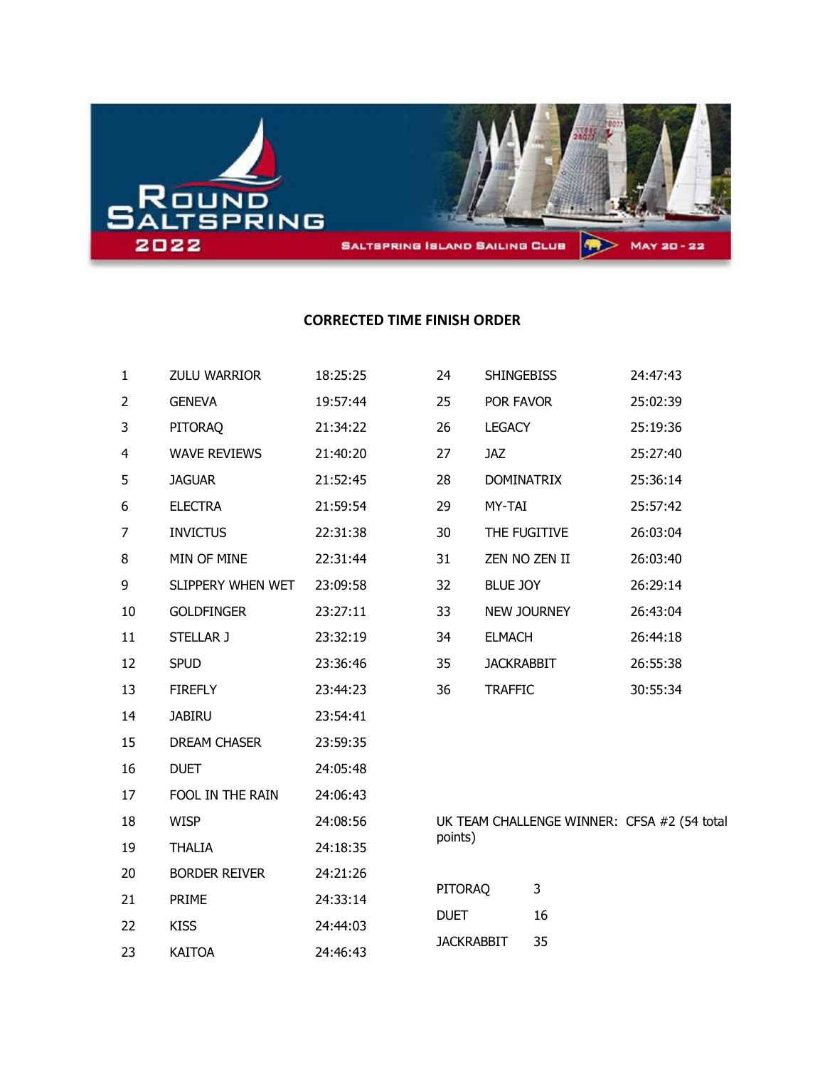# ROUND SALTSPRING 2022

SALTSPRING ISLAND SAILING CLUB — MAY 20 - 22

## CORRECTED TIME FINISH ORDER

| Place | Boat | Corrected Time |
|---|---|---|
| 1 | ZULU WARRIOR | 18:25:25 |
| 2 | GENEVA | 19:57:44 |
| 3 | PITORAQ | 21:34:22 |
| 4 | WAVE REVIEWS | 21:40:20 |
| 5 | JAGUAR | 21:52:45 |
| 6 | ELECTRA | 21:59:54 |
| 7 | INVICTUS | 22:31:38 |
| 8 | MIN OF MINE | 22:31:44 |
| 9 | SLIPPERY WHEN WET | 23:09:58 |
| 10 | GOLDFINGER | 23:27:11 |
| 11 | STELLAR J | 23:32:19 |
| 12 | SPUD | 23:36:46 |
| 13 | FIREFLY | 23:44:23 |
| 14 | JABIRU | 23:54:41 |
| 15 | DREAM CHASER | 23:59:35 |
| 16 | DUET | 24:05:48 |
| 17 | FOOL IN THE RAIN | 24:06:43 |
| 18 | WISP | 24:08:56 |
| 19 | THALIA | 24:18:35 |
| 20 | BORDER REIVER | 24:21:26 |
| 21 | PRIME | 24:33:14 |
| 22 | KISS | 24:44:03 |
| 23 | KAITOA | 24:46:43 |
| 24 | SHINGEBISS | 24:47:43 |
| 25 | POR FAVOR | 25:02:39 |
| 26 | LEGACY | 25:19:36 |
| 27 | JAZ | 25:27:40 |
| 28 | DOMINATRIX | 25:36:14 |
| 29 | MY-TAI | 25:57:42 |
| 30 | THE FUGITIVE | 26:03:04 |
| 31 | ZEN NO ZEN II | 26:03:40 |
| 32 | BLUE JOY | 26:29:14 |
| 33 | NEW JOURNEY | 26:43:04 |
| 34 | ELMACH | 26:44:18 |
| 35 | JACKRABBIT | 26:55:38 |
| 36 | TRAFFIC | 30:55:34 |

UK TEAM CHALLENGE WINNER: CFSA #2 (54 total points)

| Boat | Points |
|---|---|
| PITORAQ | 3 |
| DUET | 16 |
| JACKRABBIT | 35 |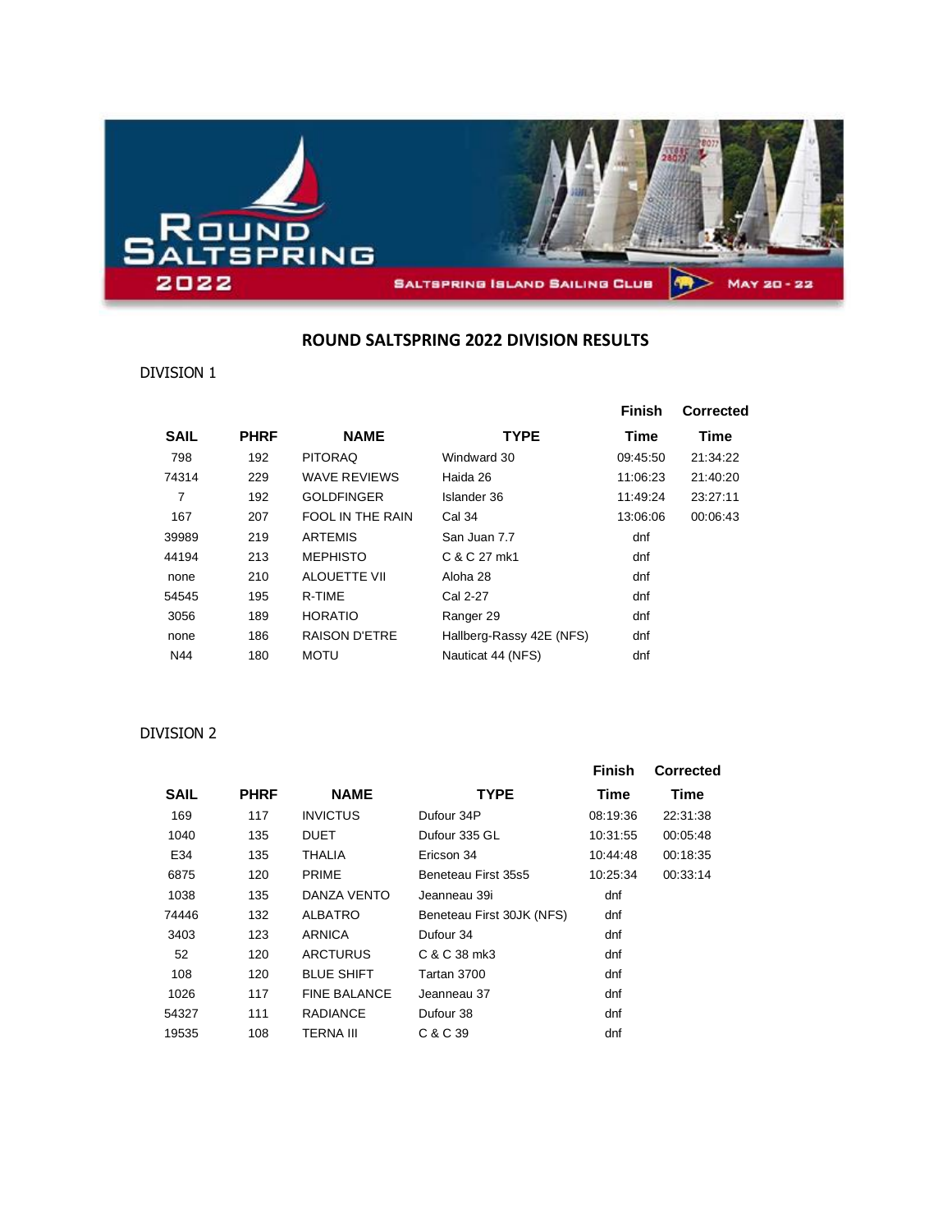# ROUND SALTSPRING 2022 DIVISION RESULTS

## DIVISION 1

| SAIL | PHRF | NAME | TYPE | Finish Time | Corrected Time |
|---|---|---|---|---|---|
| 798 | 192 | PITORAQ | Windward 30 | 09:45:50 | 21:34:22 |
| 74314 | 229 | WAVE REVIEWS | Haida 26 | 11:06:23 | 21:40:20 |
| 7 | 192 | GOLDFINGER | Islander 36 | 11:49:24 | 23:27:11 |
| 167 | 207 | FOOL IN THE RAIN | Cal 34 | 13:06:06 | 00:06:43 |
| 39989 | 219 | ARTEMIS | San Juan 7.7 | dnf | |
| 44194 | 213 | MEPHISTO | C & C 27 mk1 | dnf | |
| none | 210 | ALOUETTE VII | Aloha 28 | dnf | |
| 54545 | 195 | R-TIME | Cal 2-27 | dnf | |
| 3056 | 189 | HORATIO | Ranger 29 | dnf | |
| none | 186 | RAISON D'ETRE | Hallberg-Rassy 42E (NFS) | dnf | |
| N44 | 180 | MOTU | Nauticat 44 (NFS) | dnf | |

## DIVISION 2

| SAIL | PHRF | NAME | TYPE | Finish Time | Corrected Time |
|---|---|---|---|---|---|
| 169 | 117 | INVICTUS | Dufour 34P | 08:19:36 | 22:31:38 |
| 1040 | 135 | DUET | Dufour 335 GL | 10:31:55 | 00:05:48 |
| E34 | 135 | THALIA | Ericson 34 | 10:44:48 | 00:18:35 |
| 6875 | 120 | PRIME | Beneteau First 35s5 | 10:25:34 | 00:33:14 |
| 1038 | 135 | DANZA VENTO | Jeanneau 39i | dnf | |
| 74446 | 132 | ALBATRO | Beneteau First 30JK (NFS) | dnf | |
| 3403 | 123 | ARNICA | Dufour 34 | dnf | |
| 52 | 120 | ARCTURUS | C & C 38 mk3 | dnf | |
| 108 | 120 | BLUE SHIFT | Tartan 3700 | dnf | |
| 1026 | 117 | FINE BALANCE | Jeanneau 37 | dnf | |
| 54327 | 111 | RADIANCE | Dufour 38 | dnf | |
| 19535 | 108 | TERNA III | C & C 39 | dnf | |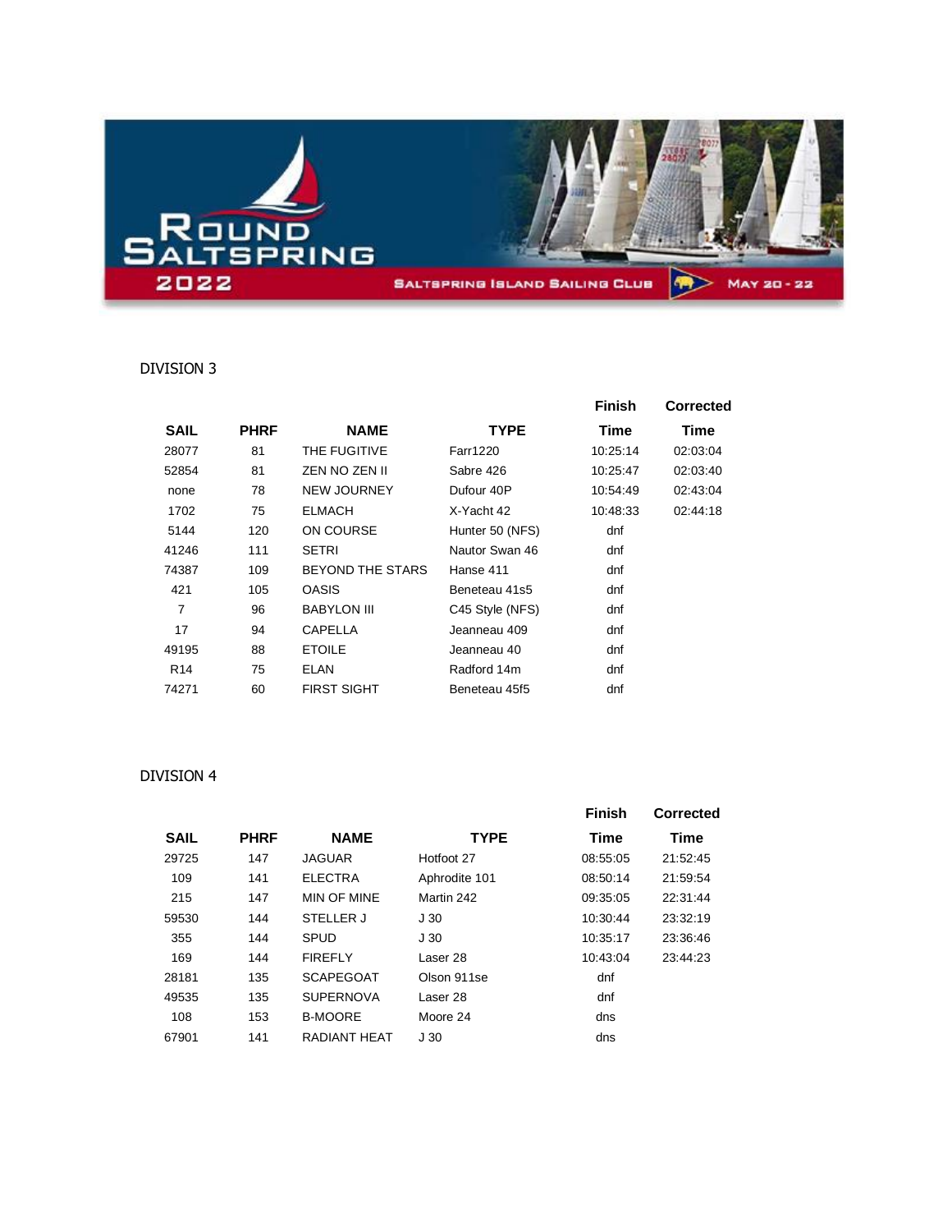Round Saltspring 2022 — Saltspring Island Sailing Club — May 20 - 22

## DIVISION 3

| SAIL | PHRF | NAME | TYPE | Finish Time | Corrected Time |
|---|---|---|---|---|---|
| 28077 | 81 | THE FUGITIVE | Farr1220 | 10:25:14 | 02:03:04 |
| 52854 | 81 | ZEN NO ZEN II | Sabre 426 | 10:25:47 | 02:03:40 |
| none | 78 | NEW JOURNEY | Dufour 40P | 10:54:49 | 02:43:04 |
| 1702 | 75 | ELMACH | X-Yacht 42 | 10:48:33 | 02:44:18 |
| 5144 | 120 | ON COURSE | Hunter 50 (NFS) | dnf | |
| 41246 | 111 | SETRI | Nautor Swan 46 | dnf | |
| 74387 | 109 | BEYOND THE STARS | Hanse 411 | dnf | |
| 421 | 105 | OASIS | Beneteau 41s5 | dnf | |
| 7 | 96 | BABYLON III | C45 Style (NFS) | dnf | |
| 17 | 94 | CAPELLA | Jeanneau 409 | dnf | |
| 49195 | 88 | ETOILE | Jeanneau 40 | dnf | |
| R14 | 75 | ELAN | Radford 14m | dnf | |
| 74271 | 60 | FIRST SIGHT | Beneteau 45f5 | dnf | |

## DIVISION 4

| SAIL | PHRF | NAME | TYPE | Finish Time | Corrected Time |
|---|---|---|---|---|---|
| 29725 | 147 | JAGUAR | Hotfoot 27 | 08:55:05 | 21:52:45 |
| 109 | 141 | ELECTRA | Aphrodite 101 | 08:50:14 | 21:59:54 |
| 215 | 147 | MIN OF MINE | Martin 242 | 09:35:05 | 22:31:44 |
| 59530 | 144 | STELLER J | J 30 | 10:30:44 | 23:32:19 |
| 355 | 144 | SPUD | J 30 | 10:35:17 | 23:36:46 |
| 169 | 144 | FIREFLY | Laser 28 | 10:43:04 | 23:44:23 |
| 28181 | 135 | SCAPEGOAT | Olson 911se | dnf | |
| 49535 | 135 | SUPERNOVA | Laser 28 | dnf | |
| 108 | 153 | B-MOORE | Moore 24 | dns | |
| 67901 | 141 | RADIANT HEAT | J 30 | dns | |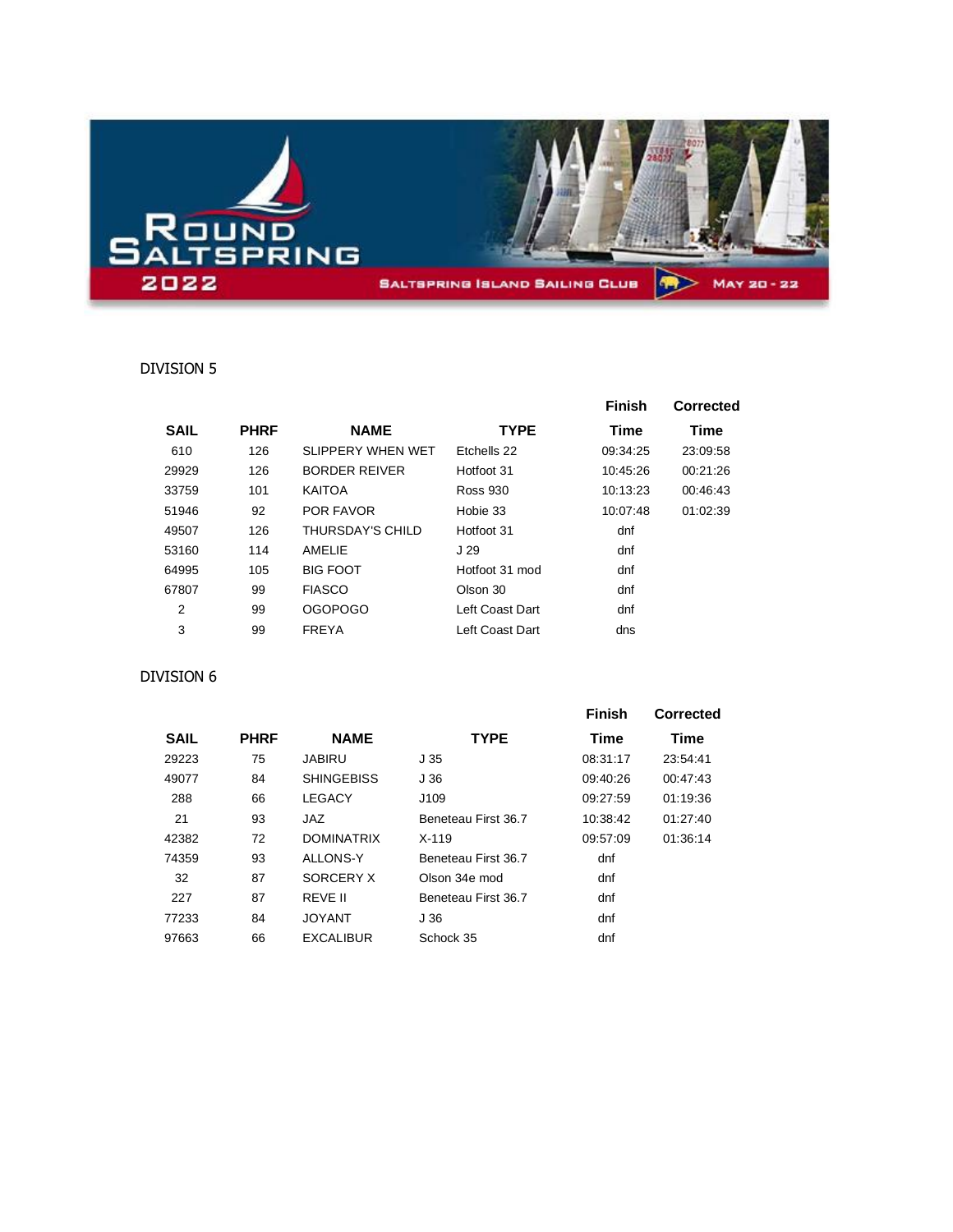ROUND SALTSPRING 2022

SALTSPRING ISLAND SAILING CLUB — MAY 20 - 22

## DIVISION 5

| SAIL | PHRF | NAME | TYPE | Finish Time | Corrected Time |
|---|---|---|---|---|---|
| 610 | 126 | SLIPPERY WHEN WET | Etchells 22 | 09:34:25 | 23:09:58 |
| 29929 | 126 | BORDER REIVER | Hotfoot 31 | 10:45:26 | 00:21:26 |
| 33759 | 101 | KAITOA | Ross 930 | 10:13:23 | 00:46:43 |
| 51946 | 92 | POR FAVOR | Hobie 33 | 10:07:48 | 01:02:39 |
| 49507 | 126 | THURSDAY'S CHILD | Hotfoot 31 | dnf | |
| 53160 | 114 | AMELIE | J 29 | dnf | |
| 64995 | 105 | BIG FOOT | Hotfoot 31 mod | dnf | |
| 67807 | 99 | FIASCO | Olson 30 | dnf | |
| 2 | 99 | OGOPOGO | Left Coast Dart | dnf | |
| 3 | 99 | FREYA | Left Coast Dart | dns | |

## DIVISION 6

| SAIL | PHRF | NAME | TYPE | Finish Time | Corrected Time |
|---|---|---|---|---|---|
| 29223 | 75 | JABIRU | J 35 | 08:31:17 | 23:54:41 |
| 49077 | 84 | SHINGEBISS | J 36 | 09:40:26 | 00:47:43 |
| 288 | 66 | LEGACY | J109 | 09:27:59 | 01:19:36 |
| 21 | 93 | JAZ | Beneteau First 36.7 | 10:38:42 | 01:27:40 |
| 42382 | 72 | DOMINATRIX | X-119 | 09:57:09 | 01:36:14 |
| 74359 | 93 | ALLONS-Y | Beneteau First 36.7 | dnf | |
| 32 | 87 | SORCERY X | Olson 34e mod | dnf | |
| 227 | 87 | REVE II | Beneteau First 36.7 | dnf | |
| 77233 | 84 | JOYANT | J 36 | dnf | |
| 97663 | 66 | EXCALIBUR | Schock 35 | dnf | |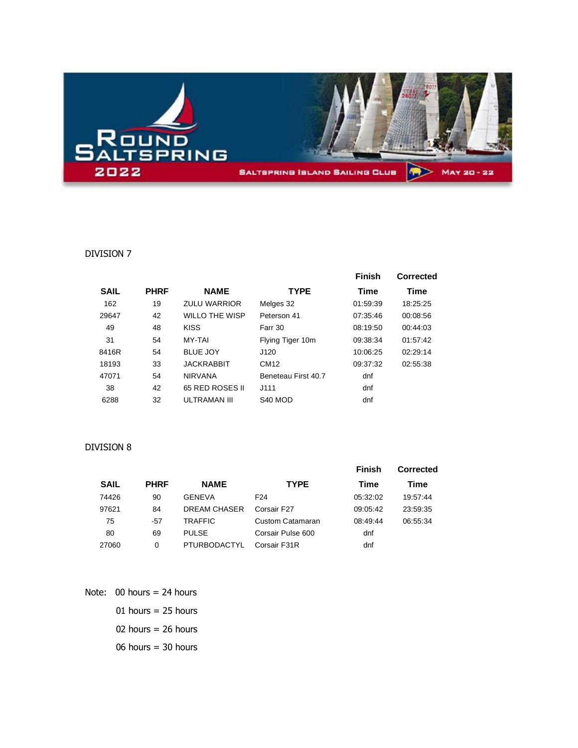DIVISION 7

| SAIL | PHRF | NAME | TYPE | Finish Time | Corrected Time |
|---|---|---|---|---|---|
| 162 | 19 | ZULU WARRIOR | Melges 32 | 01:59:39 | 18:25:25 |
| 29647 | 42 | WILLO THE WISP | Peterson 41 | 07:35:46 | 00:08:56 |
| 49 | 48 | KISS | Farr 30 | 08:19:50 | 00:44:03 |
| 31 | 54 | MY-TAI | Flying Tiger 10m | 09:38:34 | 01:57:42 |
| 8416R | 54 | BLUE JOY | J120 | 10:06:25 | 02:29:14 |
| 18193 | 33 | JACKRABBIT | CM12 | 09:37:32 | 02:55:38 |
| 47071 | 54 | NIRVANA | Beneteau First 40.7 | dnf | |
| 38 | 42 | 65 RED ROSES II | J111 | dnf | |
| 6288 | 32 | ULTRAMAN III | S40 MOD | dnf | |

DIVISION 8

| SAIL | PHRF | NAME | TYPE | Finish Time | Corrected Time |
|---|---|---|---|---|---|
| 74426 | 90 | GENEVA | F24 | 05:32:02 | 19:57:44 |
| 97621 | 84 | DREAM CHASER | Corsair F27 | 09:05:42 | 23:59:35 |
| 75 | -57 | TRAFFIC | Custom Catamaran | 08:49:44 | 06:55:34 |
| 80 | 69 | PULSE | Corsair Pulse 600 | dnf | |
| 27060 | 0 | PTURBODACTYL | Corsair F31R | dnf | |

Note: 00 hours = 24 hours

01 hours = 25 hours

02 hours = 26 hours

06 hours = 30 hours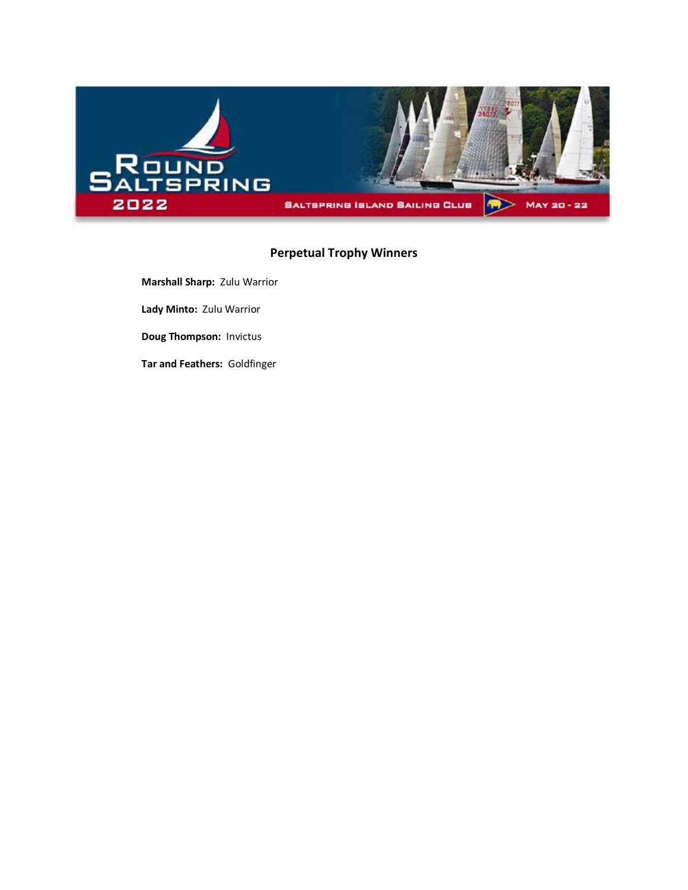## Perpetual Trophy Winners

**Marshall Sharp:** Zulu Warrior

**Lady Minto:** Zulu Warrior

**Doug Thompson:** Invictus

**Tar and Feathers:** Goldfinger